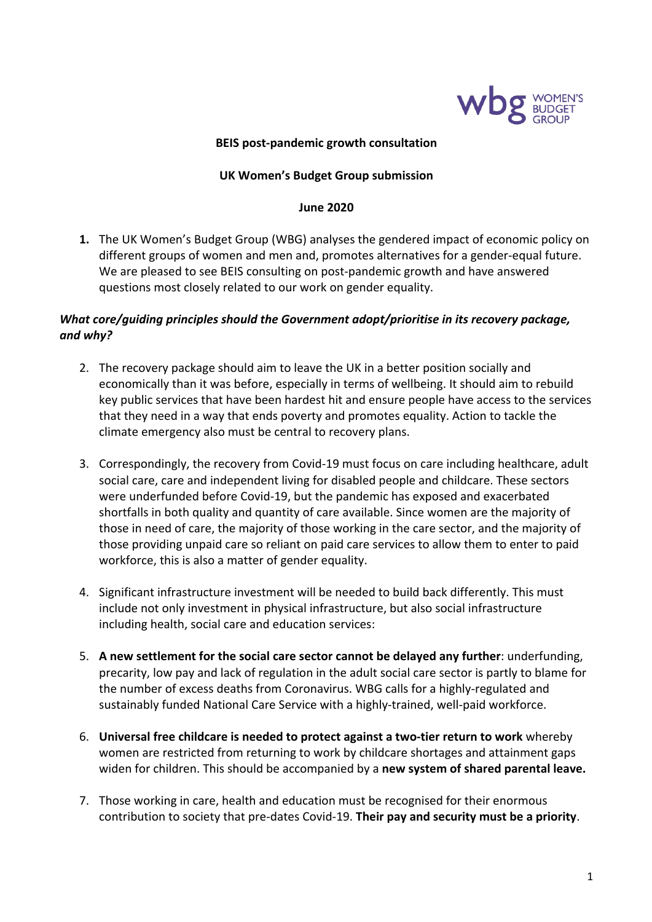**BEIS post-pandemic growth consultation**

**UK Women's Budget Group submission**

**June 2020**

1. The UK Women's Budget Group (WBG) analyses the gendered impact of economic policy on different groups of women and men and, promotes alternatives for a gender-equal future. We are pleased to see BEIS consulting on post-pandemic growth and have answered questions most closely related to our work on gender equality.

***What core/guiding principles should the Government adopt/prioritise in its recovery package, and why?***

2. The recovery package should aim to leave the UK in a better position socially and economically than it was before, especially in terms of wellbeing. It should aim to rebuild key public services that have been hardest hit and ensure people have access to the services that they need in a way that ends poverty and promotes equality. Action to tackle the climate emergency also must be central to recovery plans.

3. Correspondingly, the recovery from Covid-19 must focus on care including healthcare, adult social care, care and independent living for disabled people and childcare. These sectors were underfunded before Covid-19, but the pandemic has exposed and exacerbated shortfalls in both quality and quantity of care available. Since women are the majority of those in need of care, the majority of those working in the care sector, and the majority of those providing unpaid care so reliant on paid care services to allow them to enter to paid workforce, this is also a matter of gender equality.

4. Significant infrastructure investment will be needed to build back differently. This must include not only investment in physical infrastructure, but also social infrastructure including health, social care and education services:

5. **A new settlement for the social care sector cannot be delayed any further**: underfunding, precarity, low pay and lack of regulation in the adult social care sector is partly to blame for the number of excess deaths from Coronavirus. WBG calls for a highly-regulated and sustainably funded National Care Service with a highly-trained, well-paid workforce.

6. **Universal free childcare is needed to protect against a two-tier return to work** whereby women are restricted from returning to work by childcare shortages and attainment gaps widen for children. This should be accompanied by a **new system of shared parental leave.**

7. Those working in care, health and education must be recognised for their enormous contribution to society that pre-dates Covid-19. **Their pay and security must be a priority**.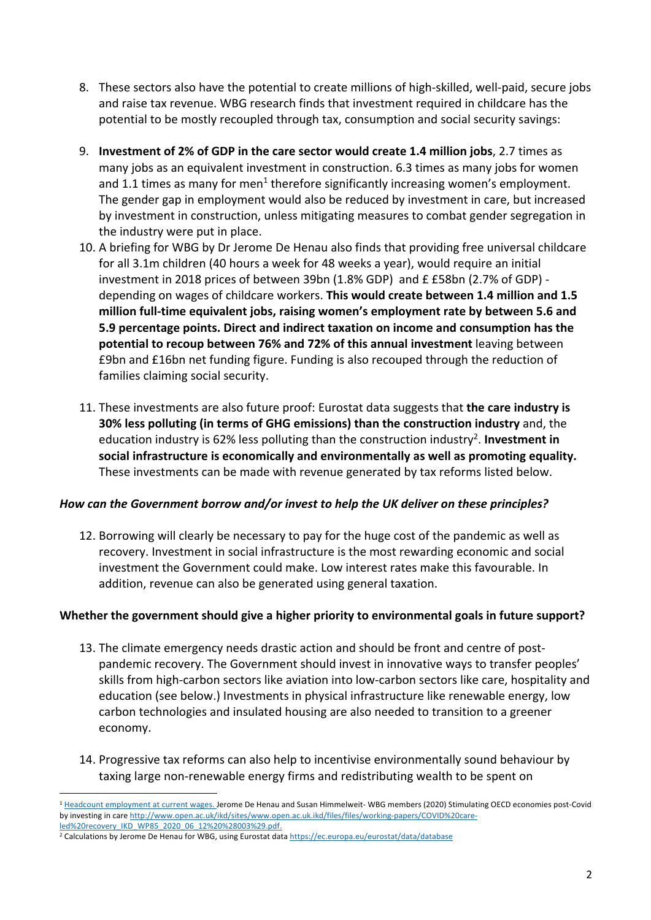8. These sectors also have the potential to create millions of high-skilled, well-paid, secure jobs and raise tax revenue. WBG research finds that investment required in childcare has the potential to be mostly recoupled through tax, consumption and social security savings:

9. **Investment of 2% of GDP in the care sector would create 1.4 million jobs**, 2.7 times as many jobs as an equivalent investment in construction. 6.3 times as many jobs for women and 1.1 times as many for men[1] therefore significantly increasing women's employment. The gender gap in employment would also be reduced by investment in care, but increased by investment in construction, unless mitigating measures to combat gender segregation in the industry were put in place.

10. A briefing for WBG by Dr Jerome De Henau also finds that providing free universal childcare for all 3.1m children (40 hours a week for 48 weeks a year), would require an initial investment in 2018 prices of between 39bn (1.8% GDP) and £ £58bn (2.7% of GDP) - depending on wages of childcare workers. **This would create between 1.4 million and 1.5 million full-time equivalent jobs, raising women's employment rate by between 5.6 and 5.9 percentage points. Direct and indirect taxation on income and consumption has the potential to recoup between 76% and 72% of this annual investment** leaving between £9bn and £16bn net funding figure. Funding is also recouped through the reduction of families claiming social security.

11. These investments are also future proof: Eurostat data suggests that **the care industry is 30% less polluting (in terms of GHG emissions) than the construction industry** and, the education industry is 62% less polluting than the construction industry[2]. **Investment in social infrastructure is economically and environmentally as well as promoting equality.** These investments can be made with revenue generated by tax reforms listed below.

### *How can the Government borrow and/or invest to help the UK deliver on these principles?*

12. Borrowing will clearly be necessary to pay for the huge cost of the pandemic as well as recovery. Investment in social infrastructure is the most rewarding economic and social investment the Government could make. Low interest rates make this favourable. In addition, revenue can also be generated using general taxation.

### Whether the government should give a higher priority to environmental goals in future support?

13. The climate emergency needs drastic action and should be front and centre of post-pandemic recovery. The Government should invest in innovative ways to transfer peoples' skills from high-carbon sectors like aviation into low-carbon sectors like care, hospitality and education (see below.) Investments in physical infrastructure like renewable energy, low carbon technologies and insulated housing are also needed to transition to a greener economy.

14. Progressive tax reforms can also help to incentivise environmentally sound behaviour by taxing large non-renewable energy firms and redistributing wealth to be spent on

---

[1] Headcount employment at current wages. Jerome De Henau and Susan Himmelweit- WBG members (2020) Stimulating OECD economies post-Covid by investing in care http://www.open.ac.uk/ikd/sites/www.open.ac.uk.ikd/files/files/working-papers/COVID%20care-led%20recovery_IKD_WP85_2020_06_12%20%28003%29.pdf.

[2] Calculations by Jerome De Henau for WBG, using Eurostat data https://ec.europa.eu/eurostat/data/database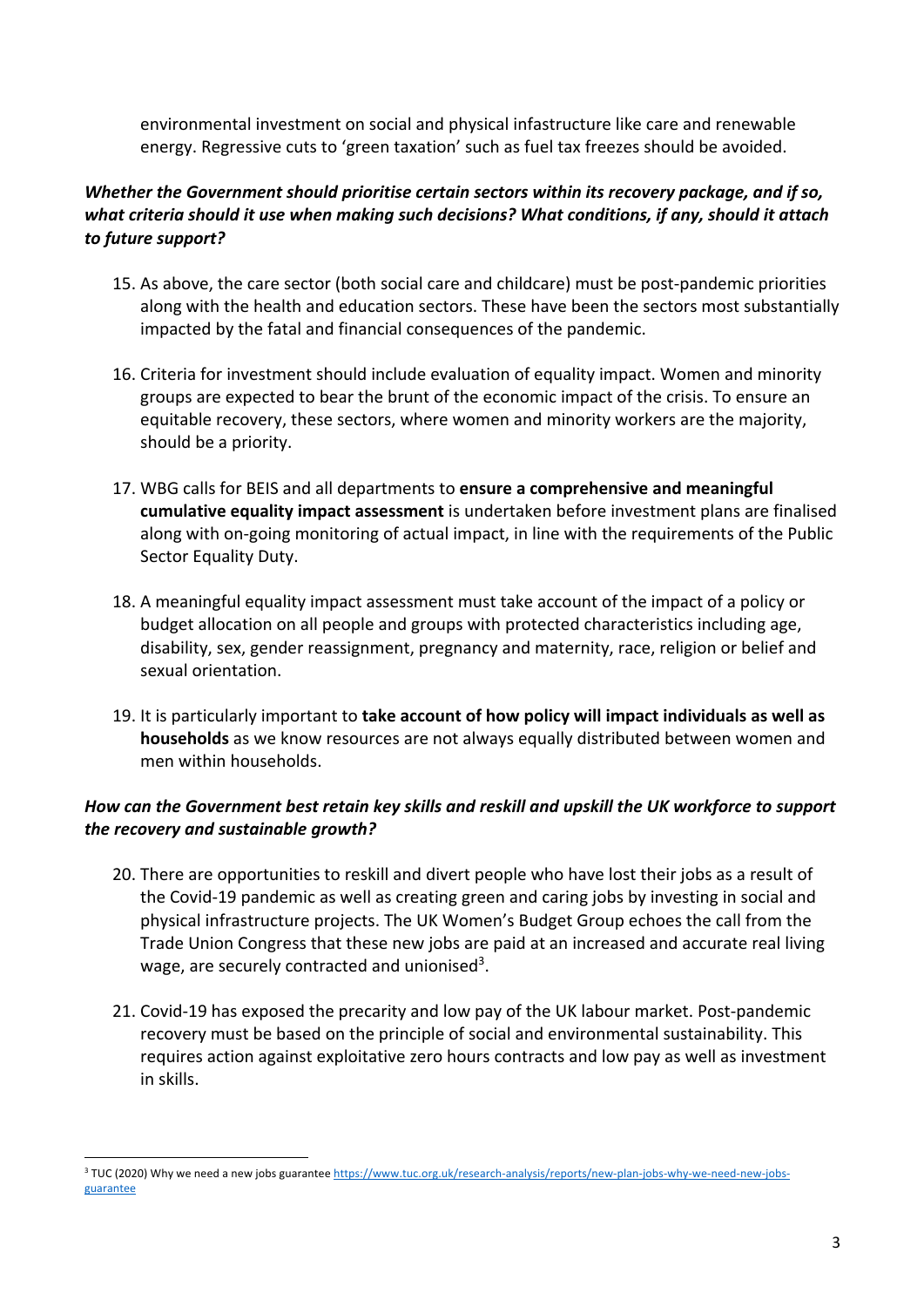environmental investment on social and physical infastructure like care and renewable energy. Regressive cuts to 'green taxation' such as fuel tax freezes should be avoided.

***Whether the Government should prioritise certain sectors within its recovery package, and if so, what criteria should it use when making such decisions? What conditions, if any, should it attach to future support?***

15. As above, the care sector (both social care and childcare) must be post-pandemic priorities along with the health and education sectors. These have been the sectors most substantially impacted by the fatal and financial consequences of the pandemic.

16. Criteria for investment should include evaluation of equality impact. Women and minority groups are expected to bear the brunt of the economic impact of the crisis. To ensure an equitable recovery, these sectors, where women and minority workers are the majority, should be a priority.

17. WBG calls for BEIS and all departments to **ensure a comprehensive and meaningful cumulative equality impact assessment** is undertaken before investment plans are finalised along with on-going monitoring of actual impact, in line with the requirements of the Public Sector Equality Duty.

18. A meaningful equality impact assessment must take account of the impact of a policy or budget allocation on all people and groups with protected characteristics including age, disability, sex, gender reassignment, pregnancy and maternity, race, religion or belief and sexual orientation.

19. It is particularly important to **take account of how policy will impact individuals as well as households** as we know resources are not always equally distributed between women and men within households.

***How can the Government best retain key skills and reskill and upskill the UK workforce to support the recovery and sustainable growth?***

20. There are opportunities to reskill and divert people who have lost their jobs as a result of the Covid-19 pandemic as well as creating green and caring jobs by investing in social and physical infrastructure projects. The UK Women's Budget Group echoes the call from the Trade Union Congress that these new jobs are paid at an increased and accurate real living wage, are securely contracted and unionised[3].

21. Covid-19 has exposed the precarity and low pay of the UK labour market. Post-pandemic recovery must be based on the principle of social and environmental sustainability. This requires action against exploitative zero hours contracts and low pay as well as investment in skills.

---

[3] TUC (2020) Why we need a new jobs guarantee https://www.tuc.org.uk/research-analysis/reports/new-plan-jobs-why-we-need-new-jobs-guarantee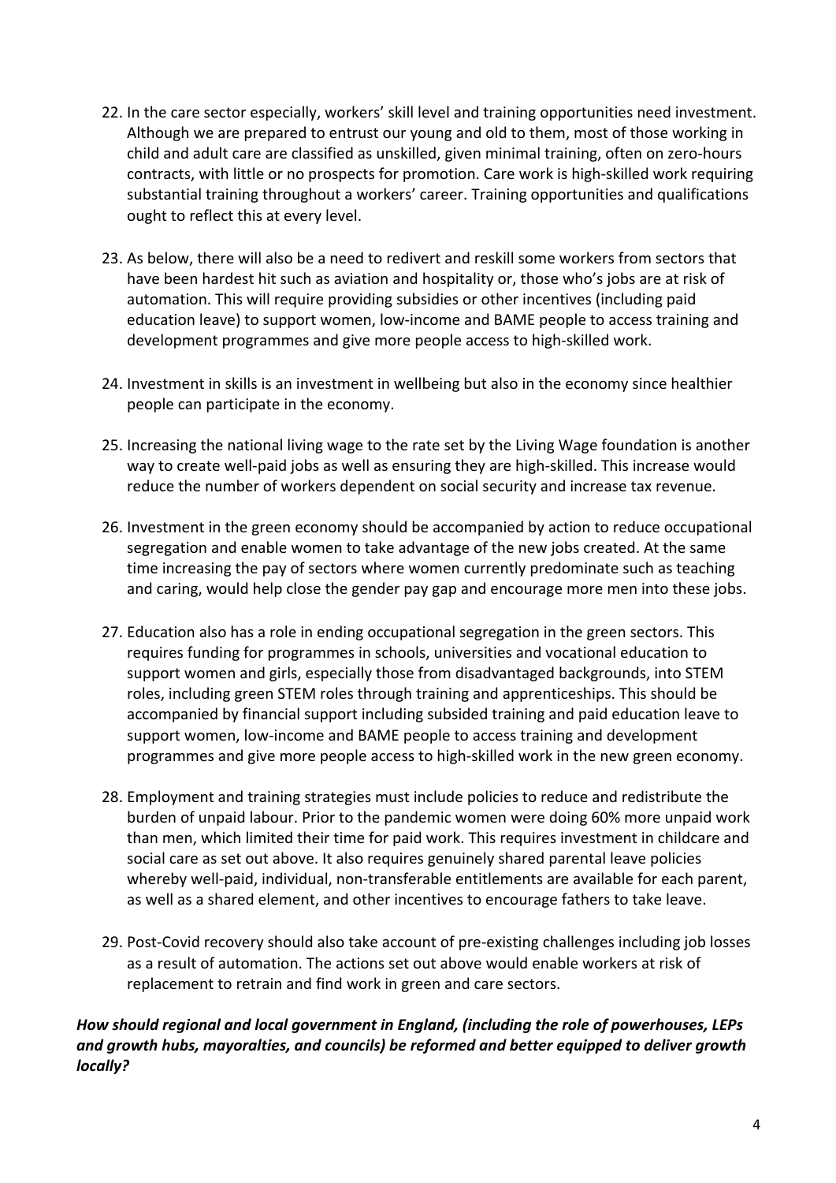22. In the care sector especially, workers' skill level and training opportunities need investment. Although we are prepared to entrust our young and old to them, most of those working in child and adult care are classified as unskilled, given minimal training, often on zero-hours contracts, with little or no prospects for promotion. Care work is high-skilled work requiring substantial training throughout a workers' career. Training opportunities and qualifications ought to reflect this at every level.

23. As below, there will also be a need to redivert and reskill some workers from sectors that have been hardest hit such as aviation and hospitality or, those who's jobs are at risk of automation. This will require providing subsidies or other incentives (including paid education leave) to support women, low-income and BAME people to access training and development programmes and give more people access to high-skilled work.

24. Investment in skills is an investment in wellbeing but also in the economy since healthier people can participate in the economy.

25. Increasing the national living wage to the rate set by the Living Wage foundation is another way to create well-paid jobs as well as ensuring they are high-skilled. This increase would reduce the number of workers dependent on social security and increase tax revenue.

26. Investment in the green economy should be accompanied by action to reduce occupational segregation and enable women to take advantage of the new jobs created. At the same time increasing the pay of sectors where women currently predominate such as teaching and caring, would help close the gender pay gap and encourage more men into these jobs.

27. Education also has a role in ending occupational segregation in the green sectors. This requires funding for programmes in schools, universities and vocational education to support women and girls, especially those from disadvantaged backgrounds, into STEM roles, including green STEM roles through training and apprenticeships. This should be accompanied by financial support including subsided training and paid education leave to support women, low-income and BAME people to access training and development programmes and give more people access to high-skilled work in the new green economy.

28. Employment and training strategies must include policies to reduce and redistribute the burden of unpaid labour. Prior to the pandemic women were doing 60% more unpaid work than men, which limited their time for paid work. This requires investment in childcare and social care as set out above. It also requires genuinely shared parental leave policies whereby well-paid, individual, non-transferable entitlements are available for each parent, as well as a shared element, and other incentives to encourage fathers to take leave.

29. Post-Covid recovery should also take account of pre-existing challenges including job losses as a result of automation. The actions set out above would enable workers at risk of replacement to retrain and find work in green and care sectors.

***How should regional and local government in England, (including the role of powerhouses, LEPs and growth hubs, mayoralties, and councils) be reformed and better equipped to deliver growth locally?***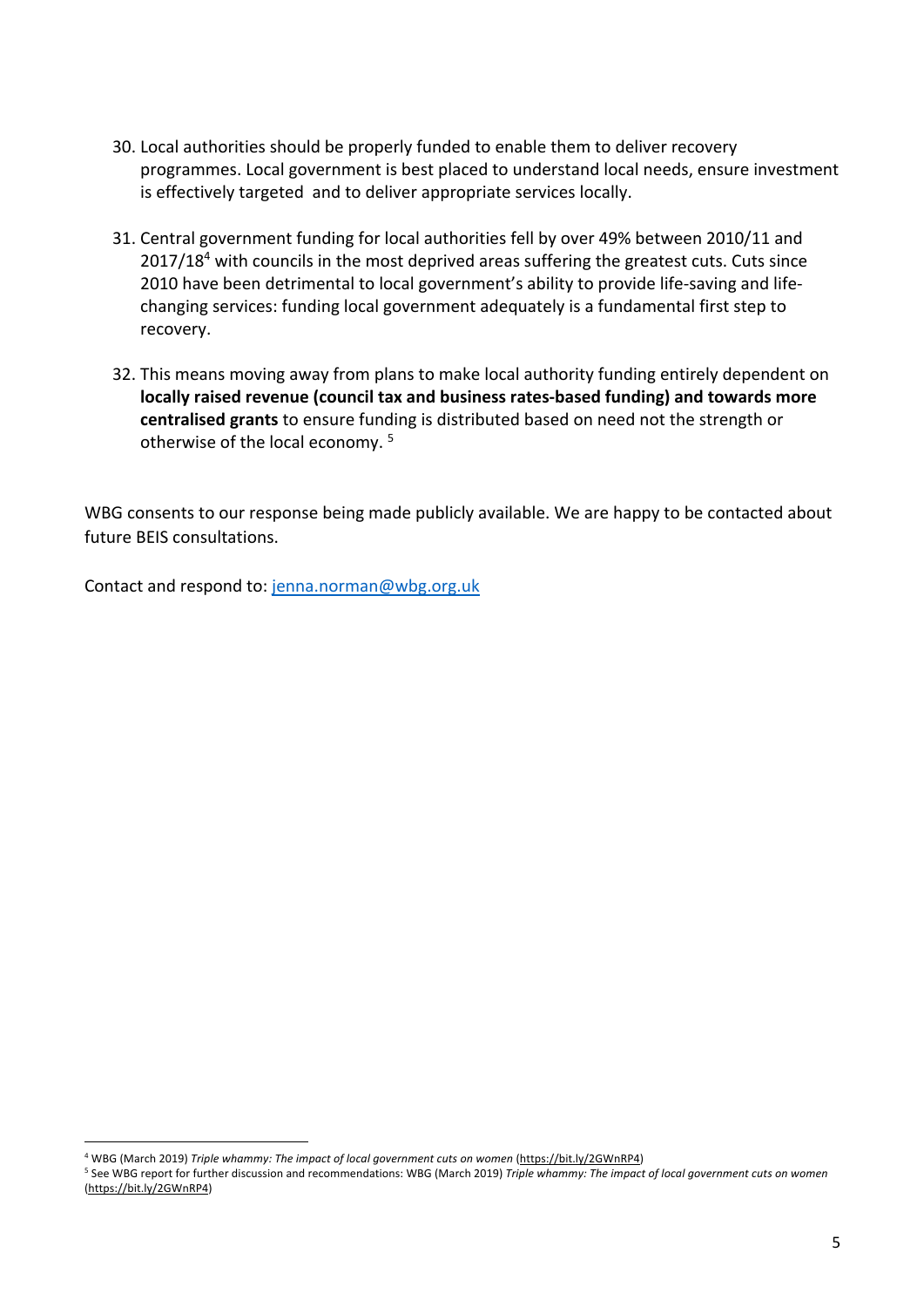30. Local authorities should be properly funded to enable them to deliver recovery programmes. Local government is best placed to understand local needs, ensure investment is effectively targeted and to deliver appropriate services locally.

31. Central government funding for local authorities fell by over 49% between 2010/11 and 2017/18[4] with councils in the most deprived areas suffering the greatest cuts. Cuts since 2010 have been detrimental to local government's ability to provide life-saving and life-changing services: funding local government adequately is a fundamental first step to recovery.

32. This means moving away from plans to make local authority funding entirely dependent on **locally raised revenue (council tax and business rates-based funding) and towards more centralised grants** to ensure funding is distributed based on need not the strength or otherwise of the local economy. [5]

WBG consents to our response being made publicly available. We are happy to be contacted about future BEIS consultations.

Contact and respond to: [jenna.norman@wbg.org.uk](mailto:jenna.norman@wbg.org.uk)

---

[4] WBG (March 2019) *Triple whammy: The impact of local government cuts on women* (https://bit.ly/2GWnRP4)

[5] See WBG report for further discussion and recommendations: WBG (March 2019) *Triple whammy: The impact of local government cuts on women* (https://bit.ly/2GWnRP4)